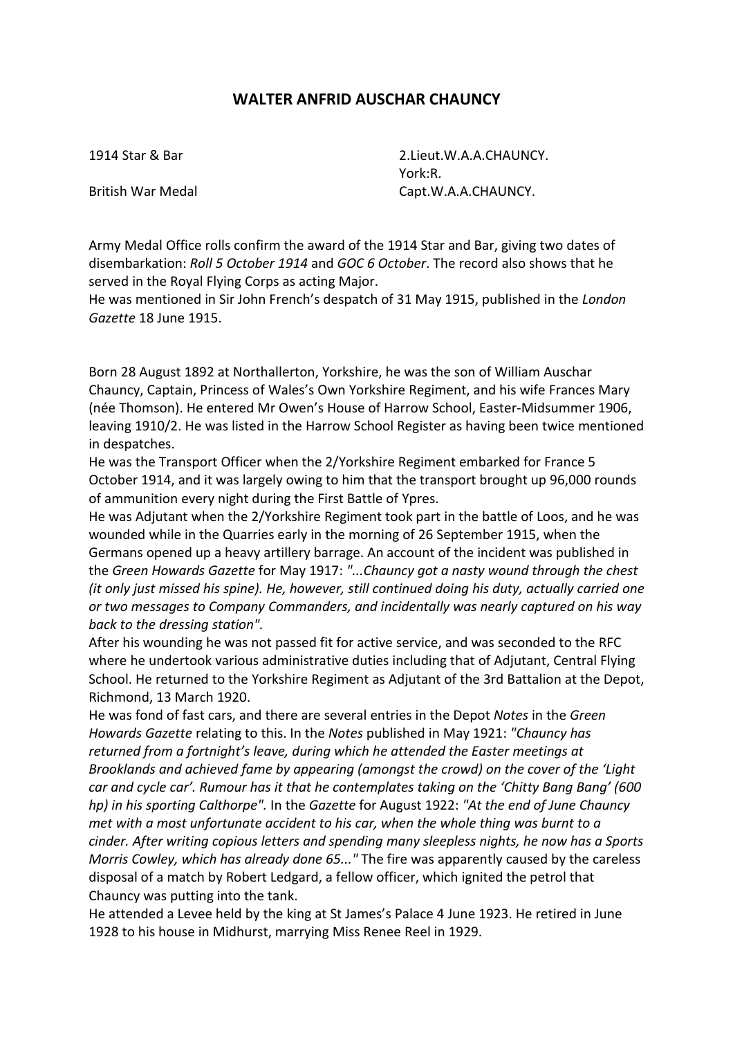# WALTER ANFRID AUSCHAR CHAUNCY

| | |
|---|---|
| 1914 Star & Bar | 2.Lieut.W.A.A.CHAUNCY. York:R. |
| British War Medal | Capt.W.A.A.CHAUNCY. |

Army Medal Office rolls confirm the award of the 1914 Star and Bar, giving two dates of disembarkation: *Roll 5 October 1914* and *GOC 6 October*. The record also shows that he served in the Royal Flying Corps as acting Major.
He was mentioned in Sir John French's despatch of 31 May 1915, published in the *London Gazette* 18 June 1915.

Born 28 August 1892 at Northallerton, Yorkshire, he was the son of William Auschar Chauncy, Captain, Princess of Wales's Own Yorkshire Regiment, and his wife Frances Mary (née Thomson). He entered Mr Owen's House of Harrow School, Easter-Midsummer 1906, leaving 1910/2. He was listed in the Harrow School Register as having been twice mentioned in despatches.
He was the Transport Officer when the 2/Yorkshire Regiment embarked for France 5 October 1914, and it was largely owing to him that the transport brought up 96,000 rounds of ammunition every night during the First Battle of Ypres.
He was Adjutant when the 2/Yorkshire Regiment took part in the battle of Loos, and he was wounded while in the Quarries early in the morning of 26 September 1915, when the Germans opened up a heavy artillery barrage. An account of the incident was published in the *Green Howards Gazette* for May 1917: *"...Chauncy got a nasty wound through the chest (it only just missed his spine). He, however, still continued doing his duty, actually carried one or two messages to Company Commanders, and incidentally was nearly captured on his way back to the dressing station".*
After his wounding he was not passed fit for active service, and was seconded to the RFC where he undertook various administrative duties including that of Adjutant, Central Flying School. He returned to the Yorkshire Regiment as Adjutant of the 3rd Battalion at the Depot, Richmond, 13 March 1920.
He was fond of fast cars, and there are several entries in the Depot *Notes* in the *Green Howards Gazette* relating to this. In the *Notes* published in May 1921: *"Chauncy has returned from a fortnight's leave, during which he attended the Easter meetings at Brooklands and achieved fame by appearing (amongst the crowd) on the cover of the 'Light car and cycle car'. Rumour has it that he contemplates taking on the 'Chitty Bang Bang' (600 hp) in his sporting Calthorpe".* In the *Gazette* for August 1922: *"At the end of June Chauncy met with a most unfortunate accident to his car, when the whole thing was burnt to a cinder. After writing copious letters and spending many sleepless nights, he now has a Sports Morris Cowley, which has already done 65..."* The fire was apparently caused by the careless disposal of a match by Robert Ledgard, a fellow officer, which ignited the petrol that Chauncy was putting into the tank.
He attended a Levee held by the king at St James's Palace 4 June 1923. He retired in June 1928 to his house in Midhurst, marrying Miss Renee Reel in 1929.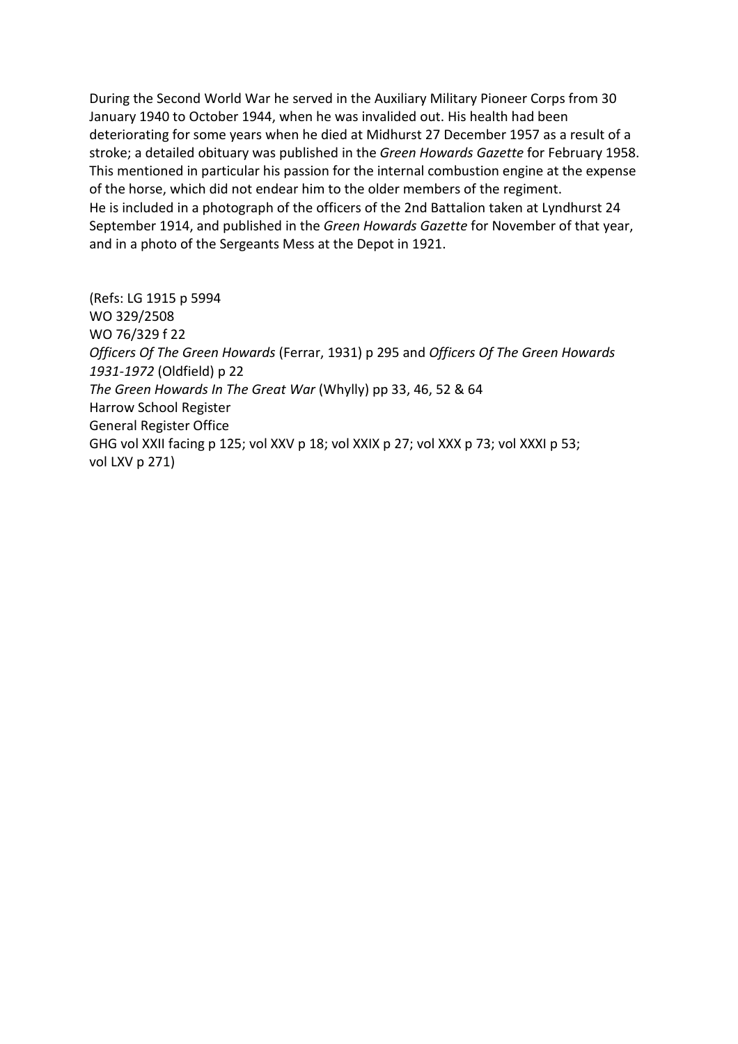During the Second World War he served in the Auxiliary Military Pioneer Corps from 30 January 1940 to October 1944, when he was invalided out. His health had been deteriorating for some years when he died at Midhurst 27 December 1957 as a result of a stroke; a detailed obituary was published in the *Green Howards Gazette* for February 1958. This mentioned in particular his passion for the internal combustion engine at the expense of the horse, which did not endear him to the older members of the regiment.
He is included in a photograph of the officers of the 2nd Battalion taken at Lyndhurst 24 September 1914, and published in the *Green Howards Gazette* for November of that year, and in a photo of the Sergeants Mess at the Depot in 1921.

(Refs: LG 1915 p 5994
WO 329/2508
WO 76/329 f 22
*Officers Of The Green Howards* (Ferrar, 1931) p 295 and *Officers Of The Green Howards 1931-1972* (Oldfield) p 22
*The Green Howards In The Great War* (Whylly) pp 33, 46, 52 & 64
Harrow School Register
General Register Office
GHG vol XXII facing p 125; vol XXV p 18; vol XXIX p 27; vol XXX p 73; vol XXXI p 53; vol LXV p 271)